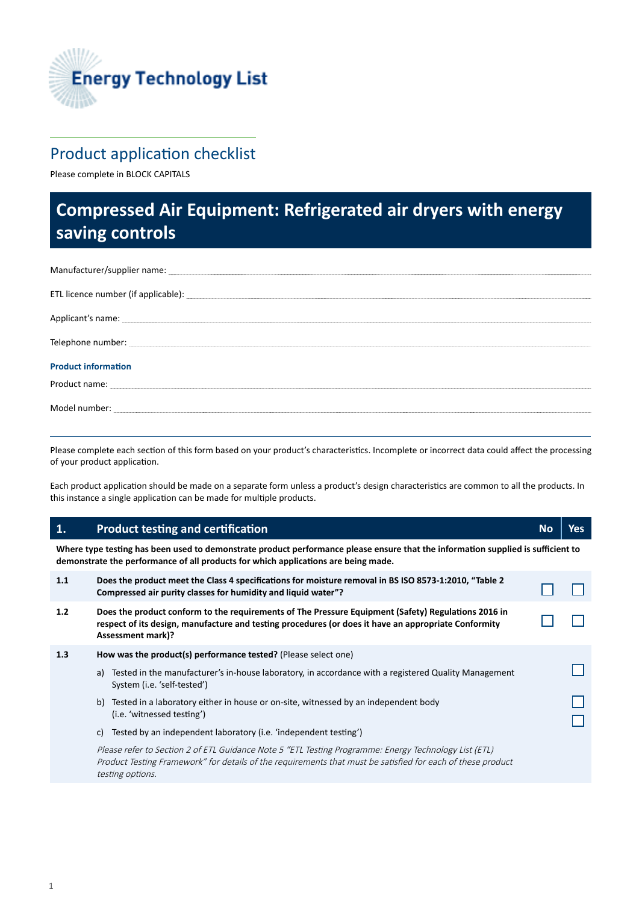Energy Technology List

## Product application checklist

Please complete in BLOCK CAPITALS

# Compressed Air Equipment: Refrigerated air dryers with energy saving controls

Manufacturer/supplier name: ______________________________

ETL licence number (if applicable): ______________________________

Applicant's name: ______________________________

Telephone number: ______________________________

**Product information**

Product name: ______________________________

Model number: ______________________________

Please complete each section of this form based on your product's characteristics. Incomplete or incorrect data could affect the processing of your product application.

Each product application should be made on a separate form unless a product's design characteristics are common to all the products. In this instance a single application can be made for multiple products.

| 1. | Product testing and certification | No | Yes |
|---|---|---|---|
| | **Where type testing has been used to demonstrate product performance please ensure that the information supplied is sufficient to demonstrate the performance of all products for which applications are being made.** | | |
| 1.1 | **Does the product meet the Class 4 specifications for moisture removal in BS ISO 8573-1:2010, "Table 2 Compressed air purity classes for humidity and liquid water"?** | ☐ | ☐ |
| 1.2 | **Does the product conform to the requirements of The Pressure Equipment (Safety) Regulations 2016 in respect of its design, manufacture and testing procedures (or does it have an appropriate Conformity Assessment mark)?** | ☐ | ☐ |
| 1.3 | **How was the product(s) performance tested?** (Please select one) | | |
| | a) Tested in the manufacturer's in-house laboratory, in accordance with a registered Quality Management System (i.e. 'self-tested') | | ☐ |
| | b) Tested in a laboratory either in house or on-site, witnessed by an independent body (i.e. 'witnessed testing') | | ☐ |
| | c) Tested by an independent laboratory (i.e. 'independent testing') | | ☐ |
| | *Please refer to Section 2 of ETL Guidance Note 5 "ETL Testing Programme: Energy Technology List (ETL) Product Testing Framework" for details of the requirements that must be satisfied for each of these product testing options.* | | |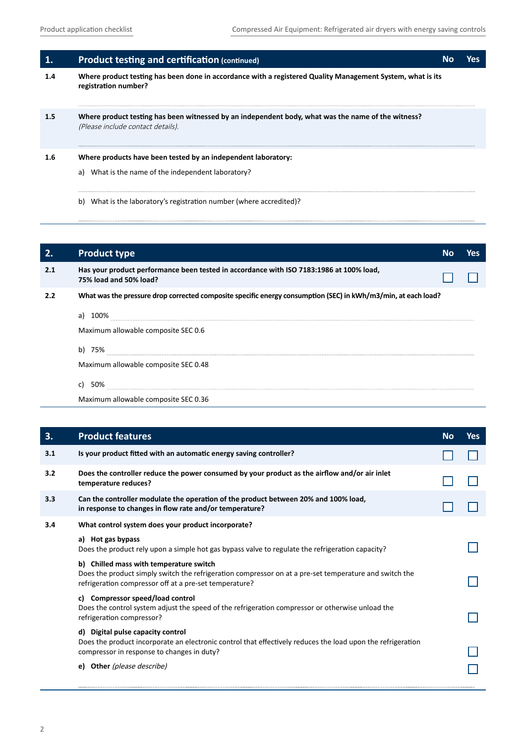## 1. Product testing and certification (continued)

| | | No | Yes |
|---|---|---|---|
| 1.4 | **Where product testing has been done in accordance with a registered Quality Management System, what is its registration number?** | | |
| 1.5 | **Where product testing has been witnessed by an independent body, what was the name of the witness?** *(Please include contact details).* | | |
| 1.6 | **Where products have been tested by an independent laboratory:** | | |
| | a) What is the name of the independent laboratory? | | |
| | b) What is the laboratory's registration number (where accredited)? | | |

## 2. Product type

| | | No | Yes |
|---|---|---|---|
| 2.1 | **Has your product performance been tested in accordance with ISO 7183:1986 at 100% load, 75% load and 50% load?** | ☐ | ☐ |
| 2.2 | **What was the pressure drop corrected composite specific energy consumption (SEC) in kWh/m3/min, at each load?** | | |
| | a) 100% | | |
| | Maximum allowable composite SEC 0.6 | | |
| | b) 75% | | |
| | Maximum allowable composite SEC 0.48 | | |
| | c) 50% | | |
| | Maximum allowable composite SEC 0.36 | | |

## 3. Product features

| | | No | Yes |
|---|---|---|---|
| 3.1 | **Is your product fitted with an automatic energy saving controller?** | ☐ | ☐ |
| 3.2 | **Does the controller reduce the power consumed by your product as the airflow and/or air inlet temperature reduces?** | ☐ | ☐ |
| 3.3 | **Can the controller modulate the operation of the product between 20% and 100% load, in response to changes in flow rate and/or temperature?** | ☐ | ☐ |
| 3.4 | **What control system does your product incorporate?** | | |
| | **a) Hot gas bypass** Does the product rely upon a simple hot gas bypass valve to regulate the refrigeration capacity? | | ☐ |
| | **b) Chilled mass with temperature switch** Does the product simply switch the refrigeration compressor on at a pre-set temperature and switch the refrigeration compressor off at a pre-set temperature? | | ☐ |
| | **c) Compressor speed/load control** Does the control system adjust the speed of the refrigeration compressor or otherwise unload the refrigeration compressor? | | ☐ |
| | **d) Digital pulse capacity control** Does the product incorporate an electronic control that effectively reduces the load upon the refrigeration compressor in response to changes in duty? | | ☐ |
| | **e) Other** *(please describe)* | | ☐ |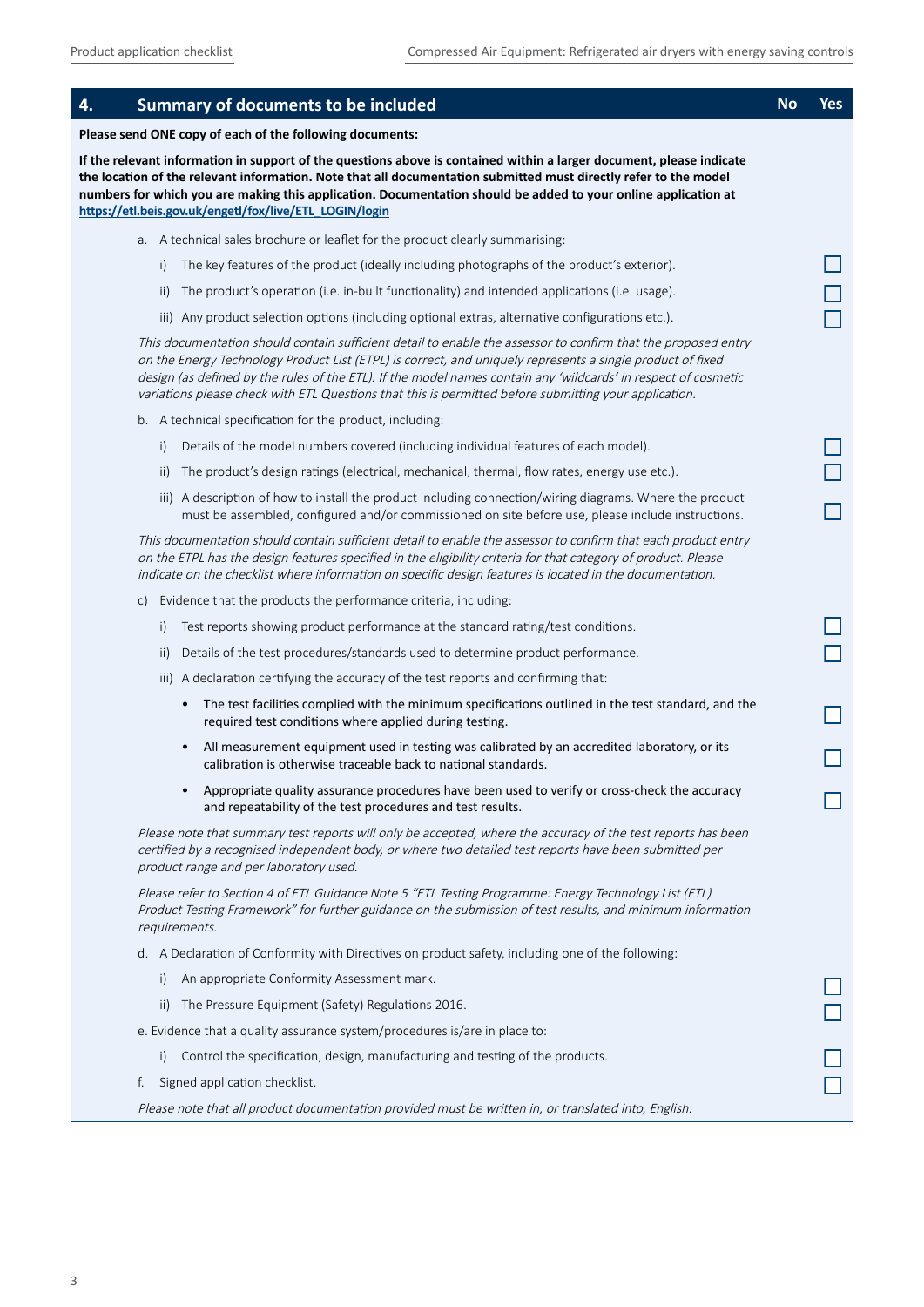## 4. Summary of documents to be included

| No | Yes |
|---|---|

**Please send ONE copy of each of the following documents:**

**If the relevant information in support of the questions above is contained within a larger document, please indicate the location of the relevant information. Note that all documentation submitted must directly refer to the model numbers for which you are making this application. Documentation should be added to your online application at https://etl.beis.gov.uk/engetl/fox/live/ETL_LOGIN/login**

a. A technical sales brochure or leaflet for the product clearly summarising:

   i) The key features of the product (ideally including photographs of the product's exterior). ☐

   ii) The product's operation (i.e. in-built functionality) and intended applications (i.e. usage). ☐

   iii) Any product selection options (including optional extras, alternative configurations etc.). ☐

*This documentation should contain sufficient detail to enable the assessor to confirm that the proposed entry on the Energy Technology Product List (ETPL) is correct, and uniquely represents a single product of fixed design (as defined by the rules of the ETL). If the model names contain any 'wildcards' in respect of cosmetic variations please check with ETL Questions that this is permitted before submitting your application.*

b. A technical specification for the product, including:

   i) Details of the model numbers covered (including individual features of each model). ☐

   ii) The product's design ratings (electrical, mechanical, thermal, flow rates, energy use etc.). ☐

   iii) A description of how to install the product including connection/wiring diagrams. Where the product must be assembled, configured and/or commissioned on site before use, please include instructions. ☐

*This documentation should contain sufficient detail to enable the assessor to confirm that each product entry on the ETPL has the design features specified in the eligibility criteria for that category of product. Please indicate on the checklist where information on specific design features is located in the documentation.*

c) Evidence that the products the performance criteria, including:

   i) Test reports showing product performance at the standard rating/test conditions. ☐

   ii) Details of the test procedures/standards used to determine product performance. ☐

   iii) A declaration certifying the accuracy of the test reports and confirming that:

   - The test facilities complied with the minimum specifications outlined in the test standard, and the required test conditions where applied during testing. ☐
   - All measurement equipment used in testing was calibrated by an accredited laboratory, or its calibration is otherwise traceable back to national standards. ☐
   - Appropriate quality assurance procedures have been used to verify or cross-check the accuracy and repeatability of the test procedures and test results. ☐

*Please note that summary test reports will only be accepted, where the accuracy of the test reports has been certified by a recognised independent body, or where two detailed test reports have been submitted per product range and per laboratory used.*

*Please refer to Section 4 of ETL Guidance Note 5 "ETL Testing Programme: Energy Technology List (ETL) Product Testing Framework" for further guidance on the submission of test results, and minimum information requirements.*

d. A Declaration of Conformity with Directives on product safety, including one of the following:

   i) An appropriate Conformity Assessment mark. ☐

   ii) The Pressure Equipment (Safety) Regulations 2016. ☐

e. Evidence that a quality assurance system/procedures is/are in place to:

   i) Control the specification, design, manufacturing and testing of the products. ☐

f. Signed application checklist. ☐

*Please note that all product documentation provided must be written in, or translated into, English.*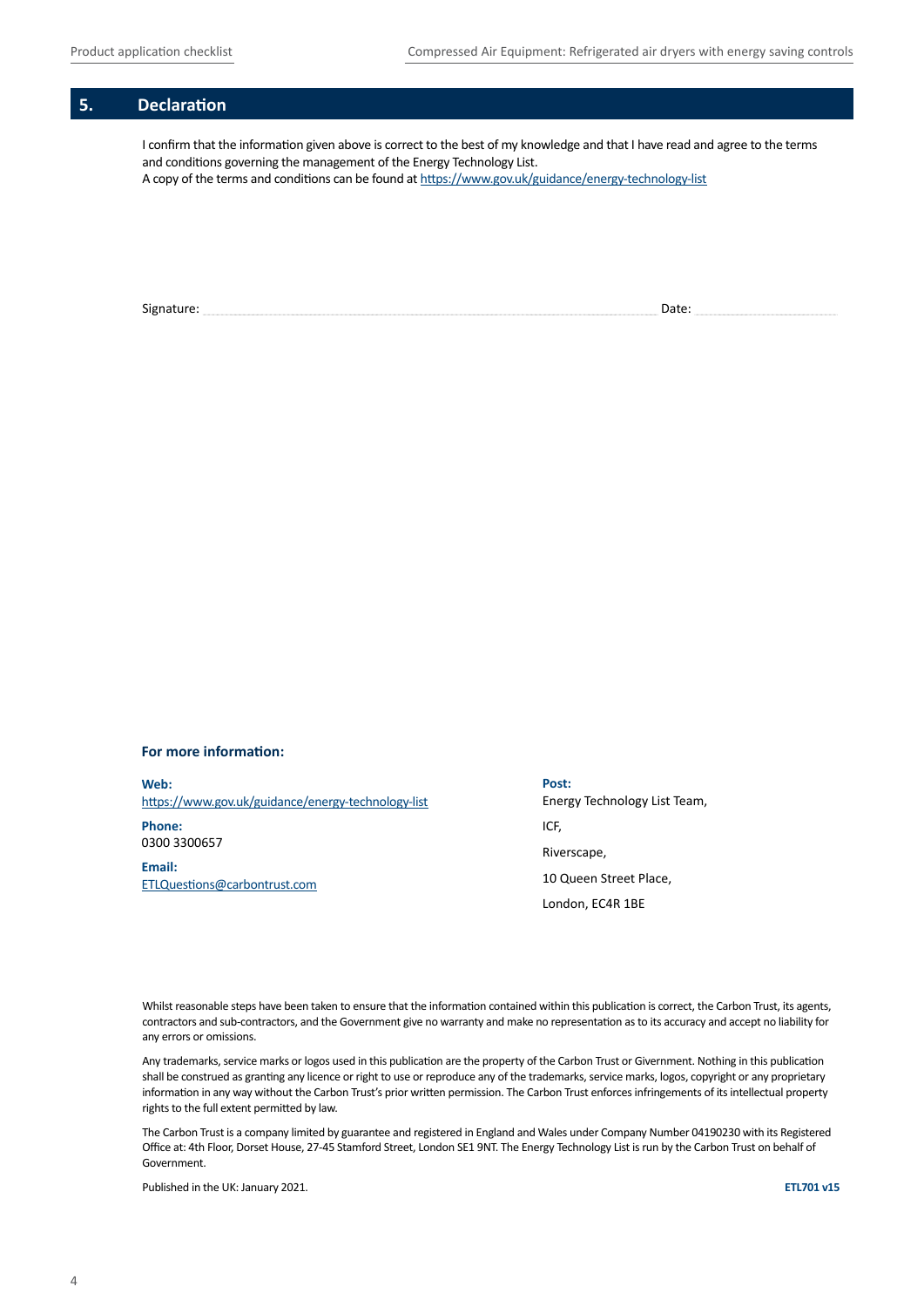## 5. Declaration

I confirm that the information given above is correct to the best of my knowledge and that I have read and agree to the terms and conditions governing the management of the Energy Technology List.
A copy of the terms and conditions can be found at https://www.gov.uk/guidance/energy-technology-list

Signature: ________________________________________ Date: ____________________

### For more information:

**Web:**
https://www.gov.uk/guidance/energy-technology-list

**Phone:**
0300 3300657

**Email:**
ETLQuestions@carbontrust.com

**Post:**
Energy Technology List Team,

ICF,

Riverscape,

10 Queen Street Place,

London, EC4R 1BE

Whilst reasonable steps have been taken to ensure that the information contained within this publication is correct, the Carbon Trust, its agents, contractors and sub-contractors, and the Government give no warranty and make no representation as to its accuracy and accept no liability for any errors or omissions.

Any trademarks, service marks or logos used in this publication are the property of the Carbon Trust or Girvernment. Nothing in this publication shall be construed as granting any licence or right to use or reproduce any of the trademarks, service marks, logos, copyright or any proprietary information in any way without the Carbon Trust's prior written permission. The Carbon Trust enforces infringements of its intellectual property rights to the full extent permitted by law.

The Carbon Trust is a company limited by guarantee and registered in England and Wales under Company Number 04190230 with its Registered Office at: 4th Floor, Dorset House, 27-45 Stamford Street, London SE1 9NT. The Energy Technology List is run by the Carbon Trust on behalf of Government.

Published in the UK: January 2021.

**ETL701 v15**